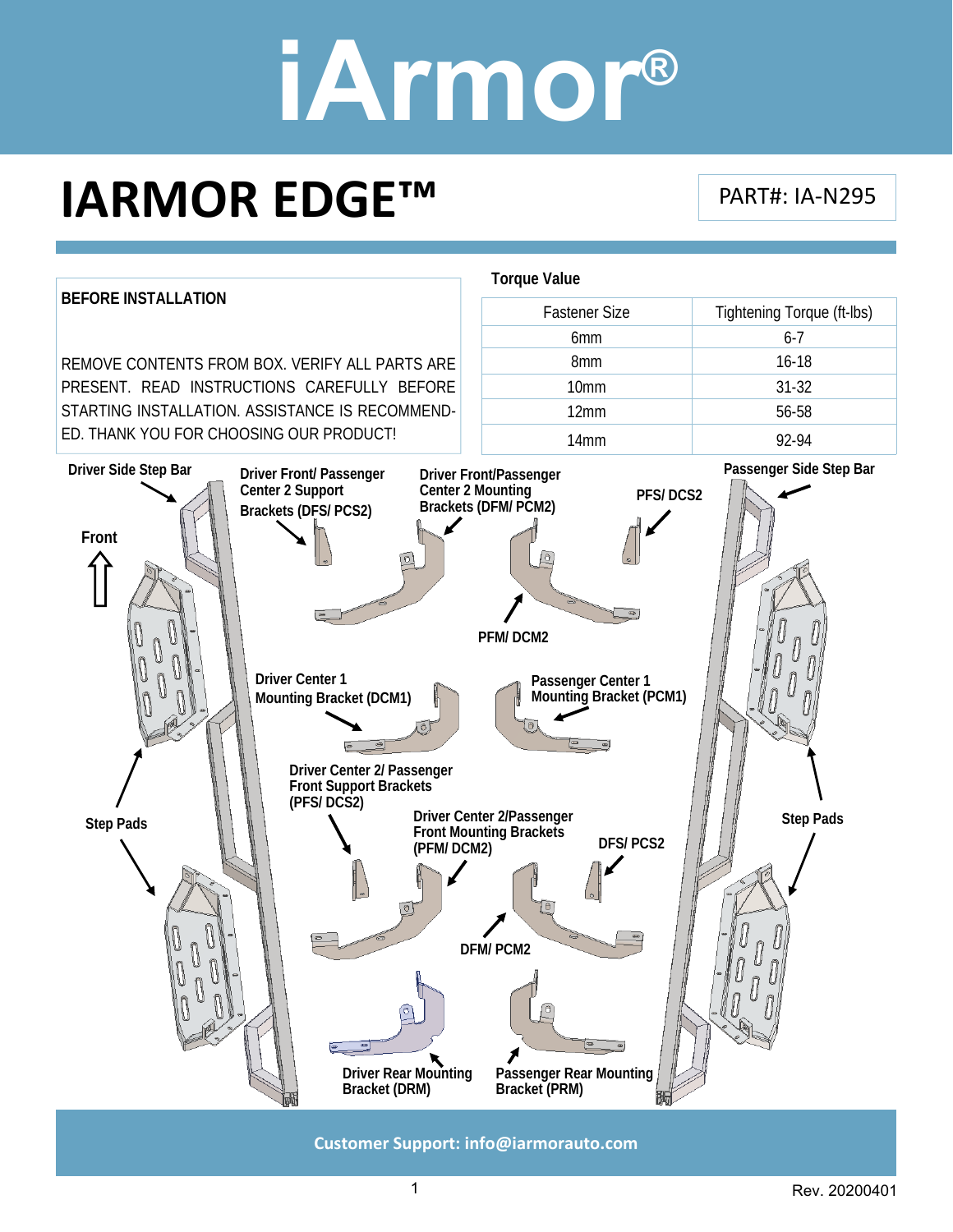# iArmor®

# IARMOR EDGE™

PART#: IA-N295

**BEFORE INSTALLATION**

REMOVE CONTENTS FROM BOX. VERIFY ALL PARTS ARE PRESENT. READ INSTRUCTIONS CAREFULLY BEFORE STARTING INSTALLATION. ASSISTANCE IS RECOMMENDED. THANK YOU FOR CHOOSING OUR PRODUCT!

**Torque Value**

| Fastener Size | Tightening Torque (ft-lbs) |
|---|---|
| 6mm | 6-7 |
| 8mm | 16-18 |
| 10mm | 31-32 |
| 12mm | 56-58 |
| 14mm | 92-94 |

**Driver Side Step Bar**

**Front**

**Driver Front/ Passenger Center 2 Support Brackets (DFS/ PCS2)**

**Driver Front/Passenger Center 2 Mounting Brackets (DFM/ PCM2)**

**PFS/ DCS2**

**PFM/ DCM2**

**Passenger Side Step Bar**

**Driver Center 1 Mounting Bracket (DCM1)**

**Passenger Center 1 Mounting Bracket (PCM1)**

**Driver Center 2/ Passenger Front Support Brackets (PFS/ DCS2)**

**Driver Center 2/Passenger Front Mounting Brackets (PFM/ DCM2)**

**DFS/ PCS2**

**DFM/ PCM2**

**Step Pads**

**Step Pads**

**Driver Rear Mounting Bracket (DRM)**

**Passenger Rear Mounting Bracket (PRM)**

**Customer Support: info@iarmorauto.com**

Rev. 20200401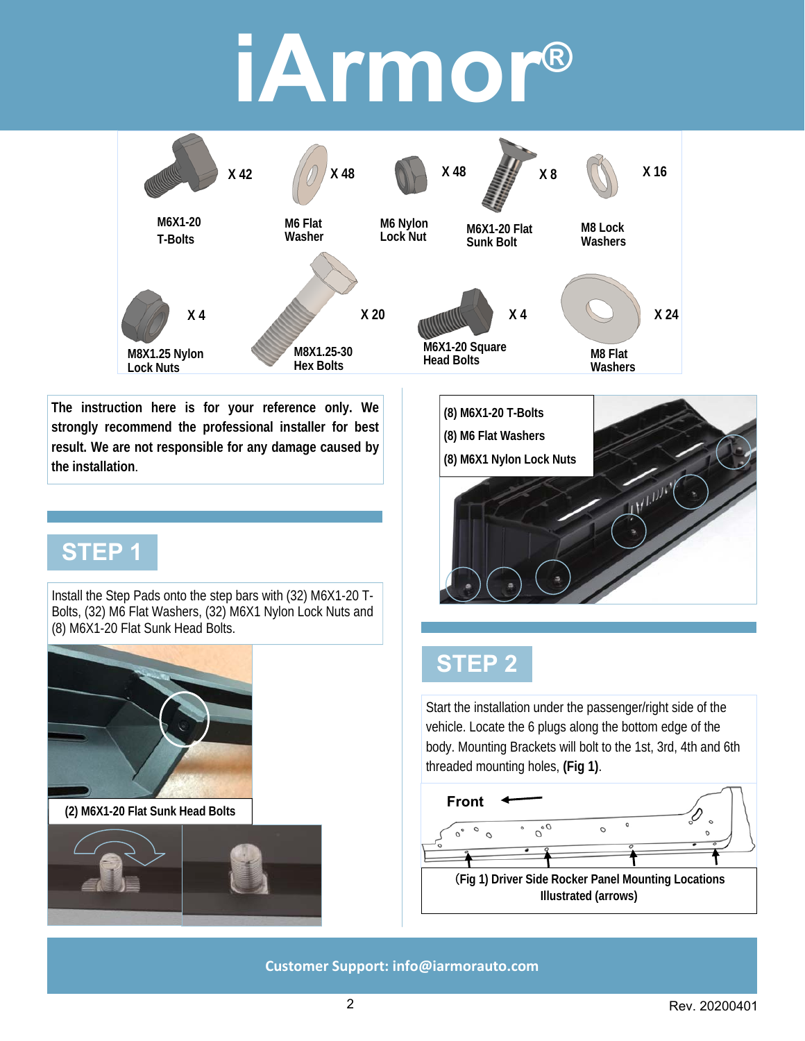# iArmor®

| Part | Quantity |
|---|---|
| M6X1-20 T-Bolts | X 42 |
| M6 Flat Washer | X 48 |
| M6 Nylon Lock Nut | X 48 |
| M6X1-20 Flat Sunk Bolt | X 8 |
| M8 Lock Washers | X 16 |
| M8X1.25 Nylon Lock Nuts | X 4 |
| M8X1.25-30 Hex Bolts | X 20 |
| M6X1-20 Square Head Bolts | X 4 |
| M8 Flat Washers | X 24 |

**The instruction here is for your reference only. We strongly recommend the professional installer for best result. We are not responsible for any damage caused by the installation.**

## STEP 1

Install the Step Pads onto the step bars with (32) M6X1-20 T-Bolts, (32) M6 Flat Washers, (32) M6X1 Nylon Lock Nuts and (8) M6X1-20 Flat Sunk Head Bolts.

**(2) M6X1-20 Flat Sunk Head Bolts**

**(8) M6X1-20 T-Bolts**
**(8) M6 Flat Washers**
**(8) M6X1 Nylon Lock Nuts**

## STEP 2

Start the installation under the passenger/right side of the vehicle. Locate the 6 plugs along the bottom edge of the body. Mounting Brackets will bolt to the 1st, 3rd, 4th and 6th threaded mounting holes, **(Fig 1)**.

**Front**

**(Fig 1) Driver Side Rocker Panel Mounting Locations Illustrated (arrows)**

**Customer Support: info@iarmorauto.com**

Rev. 20200401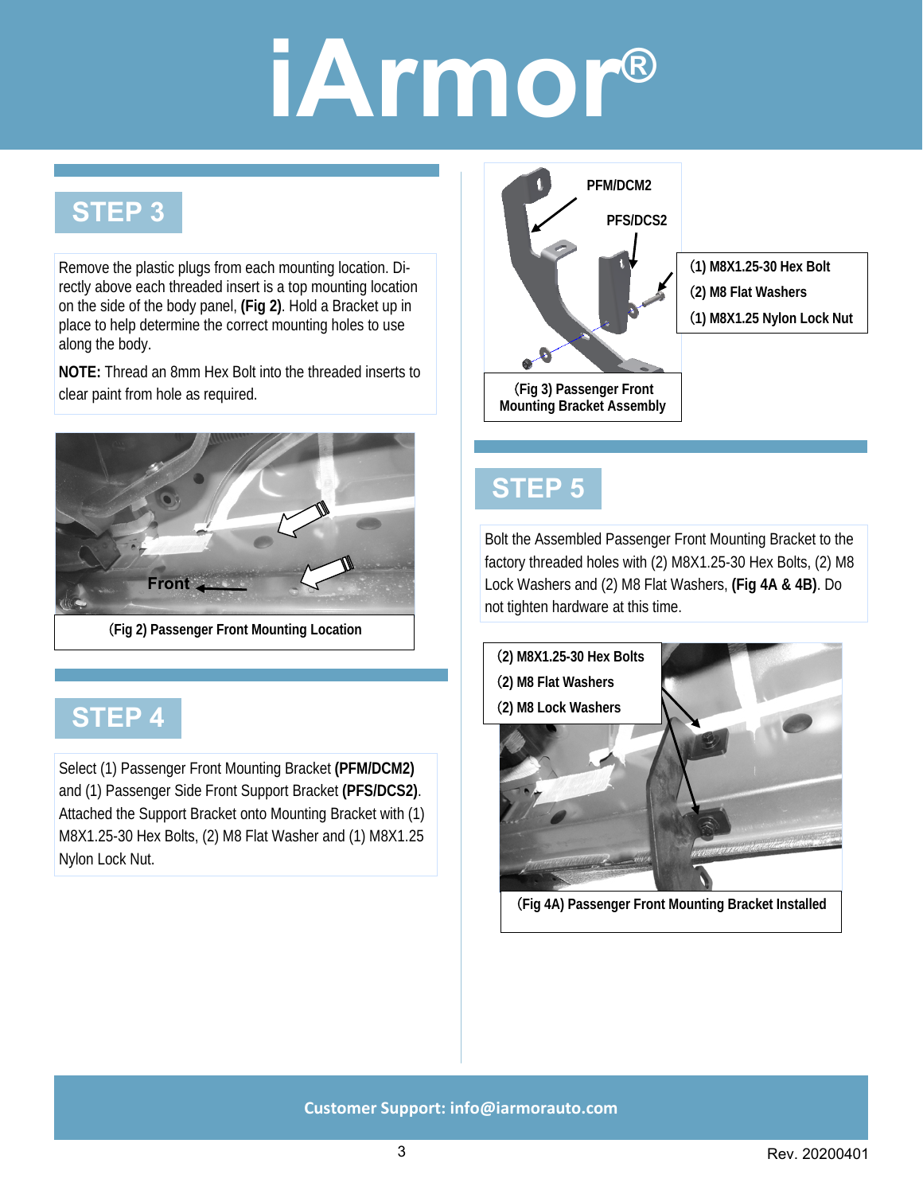# iArmor®

## STEP 3

Remove the plastic plugs from each mounting location. Directly above each threaded insert is a top mounting location on the side of the body panel, **(Fig 2)**. Hold a Bracket up in place to help determine the correct mounting holes to use along the body.

**NOTE:** Thread an 8mm Hex Bolt into the threaded inserts to clear paint from hole as required.

Front

(Fig 2) Passenger Front Mounting Location

## STEP 4

Select (1) Passenger Front Mounting Bracket **(PFM/DCM2)** and (1) Passenger Side Front Support Bracket **(PFS/DCS2)**. Attached the Support Bracket onto Mounting Bracket with (1) M8X1.25-30 Hex Bolts, (2) M8 Flat Washer and (1) M8X1.25 Nylon Lock Nut.

PFM/DCM2

PFS/DCS2

(1) M8X1.25-30 Hex Bolt
(2) M8 Flat Washers
(1) M8X1.25 Nylon Lock Nut

(Fig 3) Passenger Front Mounting Bracket Assembly

## STEP 5

Bolt the Assembled Passenger Front Mounting Bracket to the factory threaded holes with (2) M8X1.25-30 Hex Bolts, (2) M8 Lock Washers and (2) M8 Flat Washers, **(Fig 4A & 4B)**. Do not tighten hardware at this time.

(2) M8X1.25-30 Hex Bolts
(2) M8 Flat Washers
(2) M8 Lock Washers

(Fig 4A) Passenger Front Mounting Bracket Installed

Customer Support: info@iarmorauto.com

Rev. 20200401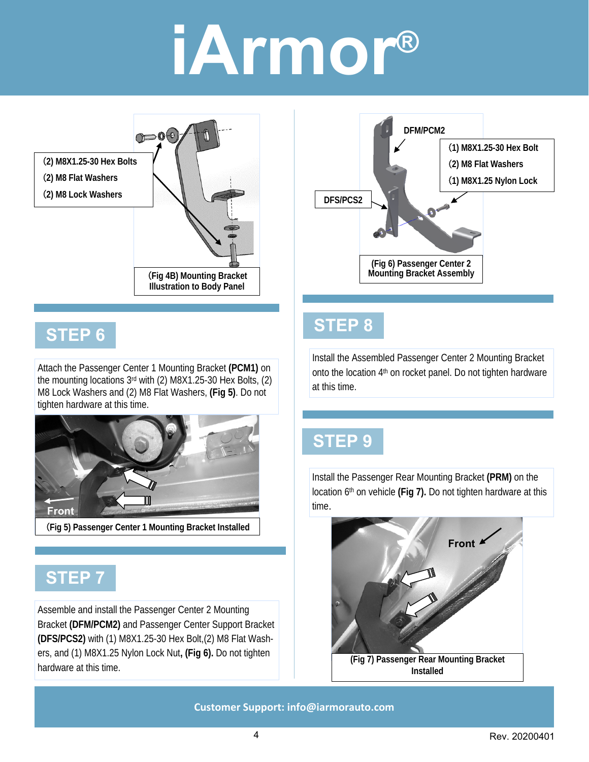(2) M8X1.25-30 Hex Bolts
(2) M8 Flat Washers
(2) M8 Lock Washers

(Fig 4B) Mounting Bracket Illustration to Body Panel

## STEP 6

Attach the Passenger Center 1 Mounting Bracket **(PCM1)** on the mounting locations 3rd with (2) M8X1.25-30 Hex Bolts, (2) M8 Lock Washers and (2) M8 Flat Washers, **(Fig 5)**. Do not tighten hardware at this time.

(Fig 5) Passenger Center 1 Mounting Bracket Installed

## STEP 7

Assemble and install the Passenger Center 2 Mounting Bracket **(DFM/PCM2)** and Passenger Center Support Bracket **(DFS/PCS2)** with (1) M8X1.25-30 Hex Bolt,(2) M8 Flat Washers, and (1) M8X1.25 Nylon Lock Nut**, (Fig 6).** Do not tighten hardware at this time.

DFM/PCM2

(1) M8X1.25-30 Hex Bolt
(2) M8 Flat Washers
(1) M8X1.25 Nylon Lock

DFS/PCS2

(Fig 6) Passenger Center 2 Mounting Bracket Assembly

## STEP 8

Install the Assembled Passenger Center 2 Mounting Bracket onto the location 4th on rocket panel. Do not tighten hardware at this time.

## STEP 9

Install the Passenger Rear Mounting Bracket **(PRM)** on the location 6th on vehicle **(Fig 7).** Do not tighten hardware at this time.

(Fig 7) Passenger Rear Mounting Bracket Installed

**Customer Support: info@iarmorauto.com**

Rev. 20200401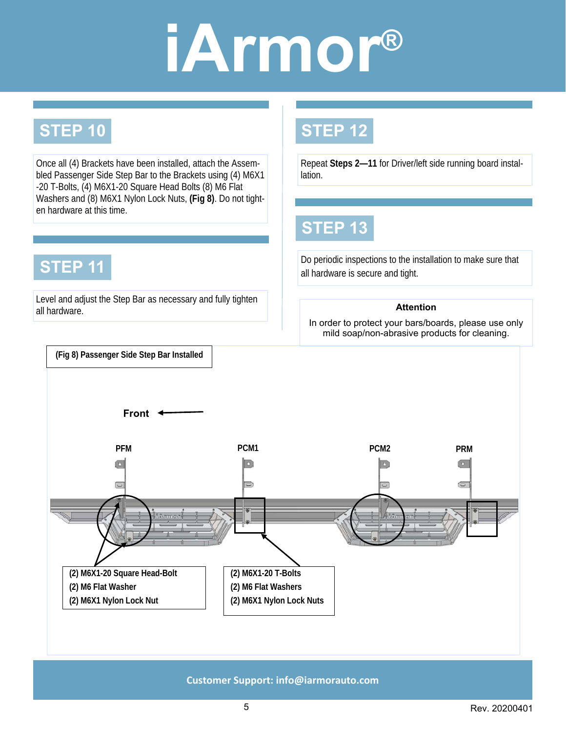# iArmor®

## STEP 10

Once all (4) Brackets have been installed, attach the Assembled Passenger Side Step Bar to the Brackets using (4) M6X1-20 T-Bolts, (4) M6X1-20 Square Head Bolts (8) M6 Flat Washers and (8) M6X1 Nylon Lock Nuts, **(Fig 8)**. Do not tighten hardware at this time.

## STEP 11

Level and adjust the Step Bar as necessary and fully tighten all hardware.

## STEP 12

Repeat **Steps 2—11** for Driver/left side running board installation.

## STEP 13

Do periodic inspections to the installation to make sure that all hardware is secure and tight.

**Attention**

In order to protect your bars/boards, please use only mild soap/non-abrasive products for cleaning.

**(Fig 8) Passenger Side Step Bar Installed**

**Front**

**PFM**

**PCM1**

**PCM2**

**PRM**

**(2) M6X1-20 Square Head-Bolt**
**(2) M6 Flat Washer**
**(2) M6X1 Nylon Lock Nut**

**(2) M6X1-20 T-Bolts**
**(2) M6 Flat Washers**
**(2) M6X1 Nylon Lock Nuts**

**Customer Support: info@iarmorauto.com**

Rev. 20200401